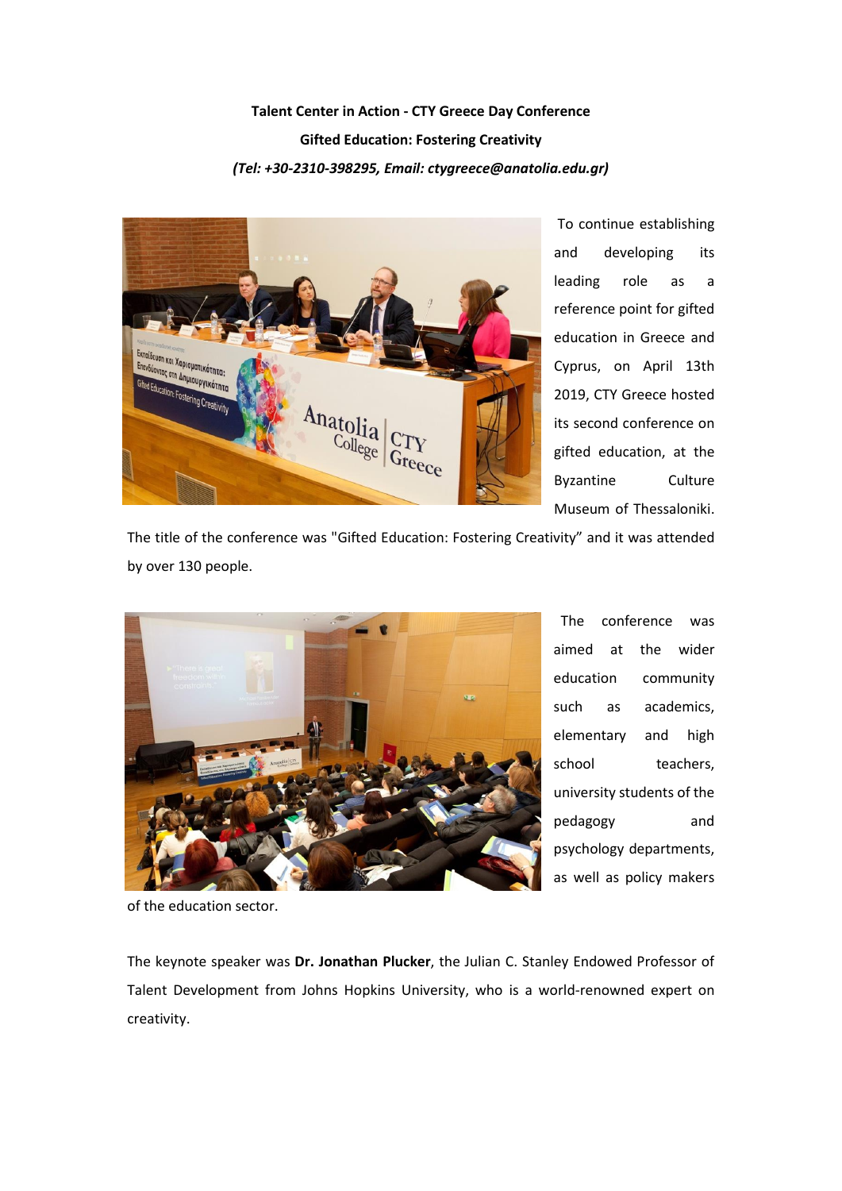**Talent Center in Action - CTY Greece Day Conference**

**Gifted Education: Fostering Creativity**

***(Tel: +30-2310-398295, Email: ctygreece@anatolia.edu.gr)***

To continue establishing and developing its leading role as a reference point for gifted education in Greece and Cyprus, on April 13th 2019, CTY Greece hosted its second conference on gifted education, at the Byzantine Culture Museum of Thessaloniki. The title of the conference was "Gifted Education: Fostering Creativity" and it was attended by over 130 people.

The conference was aimed at the wider education community such as academics, elementary and high school teachers, university students of the pedagogy and psychology departments, as well as policy makers of the education sector.

The keynote speaker was **Dr. Jonathan Plucker**, the Julian C. Stanley Endowed Professor of Talent Development from Johns Hopkins University, who is a world-renowned expert on creativity.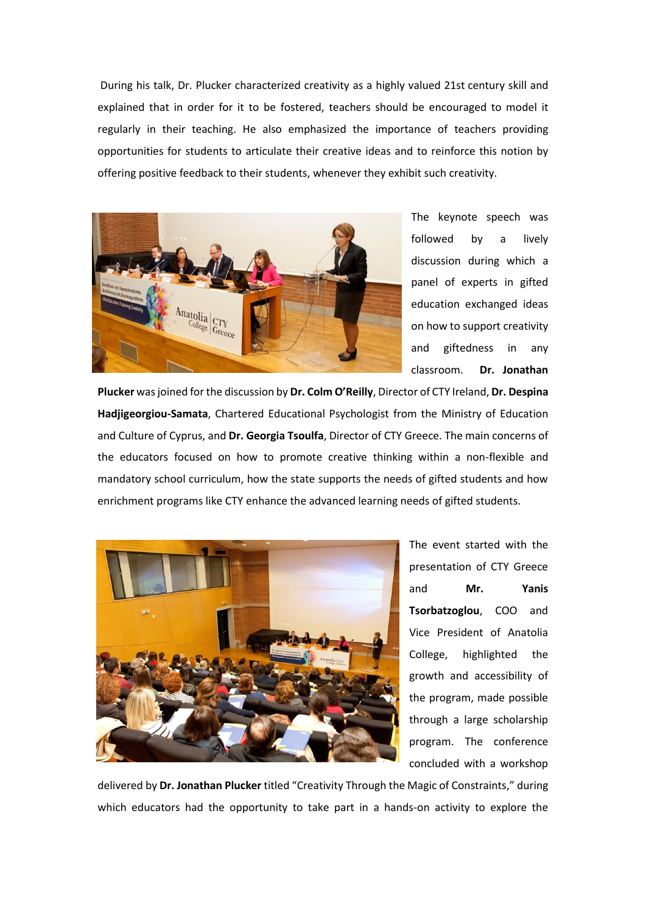During his talk, Dr. Plucker characterized creativity as a highly valued 21st century skill and explained that in order for it to be fostered, teachers should be encouraged to model it regularly in their teaching. He also emphasized the importance of teachers providing opportunities for students to articulate their creative ideas and to reinforce this notion by offering positive feedback to their students, whenever they exhibit such creativity.

The keynote speech was followed by a lively discussion during which a panel of experts in gifted education exchanged ideas on how to support creativity and giftedness in any classroom. **Dr. Jonathan Plucker** was joined for the discussion by **Dr. Colm O'Reilly**, Director of CTY Ireland, **Dr. Despina Hadjigeorgiou-Samata**, Chartered Educational Psychologist from the Ministry of Education and Culture of Cyprus, and **Dr. Georgia Tsoulfa**, Director of CTY Greece. The main concerns of the educators focused on how to promote creative thinking within a non-flexible and mandatory school curriculum, how the state supports the needs of gifted students and how enrichment programs like CTY enhance the advanced learning needs of gifted students.

The event started with the presentation of CTY Greece and **Mr. Yanis Tsorbatzoglou**, COO and Vice President of Anatolia College, highlighted the growth and accessibility of the program, made possible through a large scholarship program. The conference concluded with a workshop delivered by **Dr. Jonathan Plucker** titled "Creativity Through the Magic of Constraints," during which educators had the opportunity to take part in a hands-on activity to explore the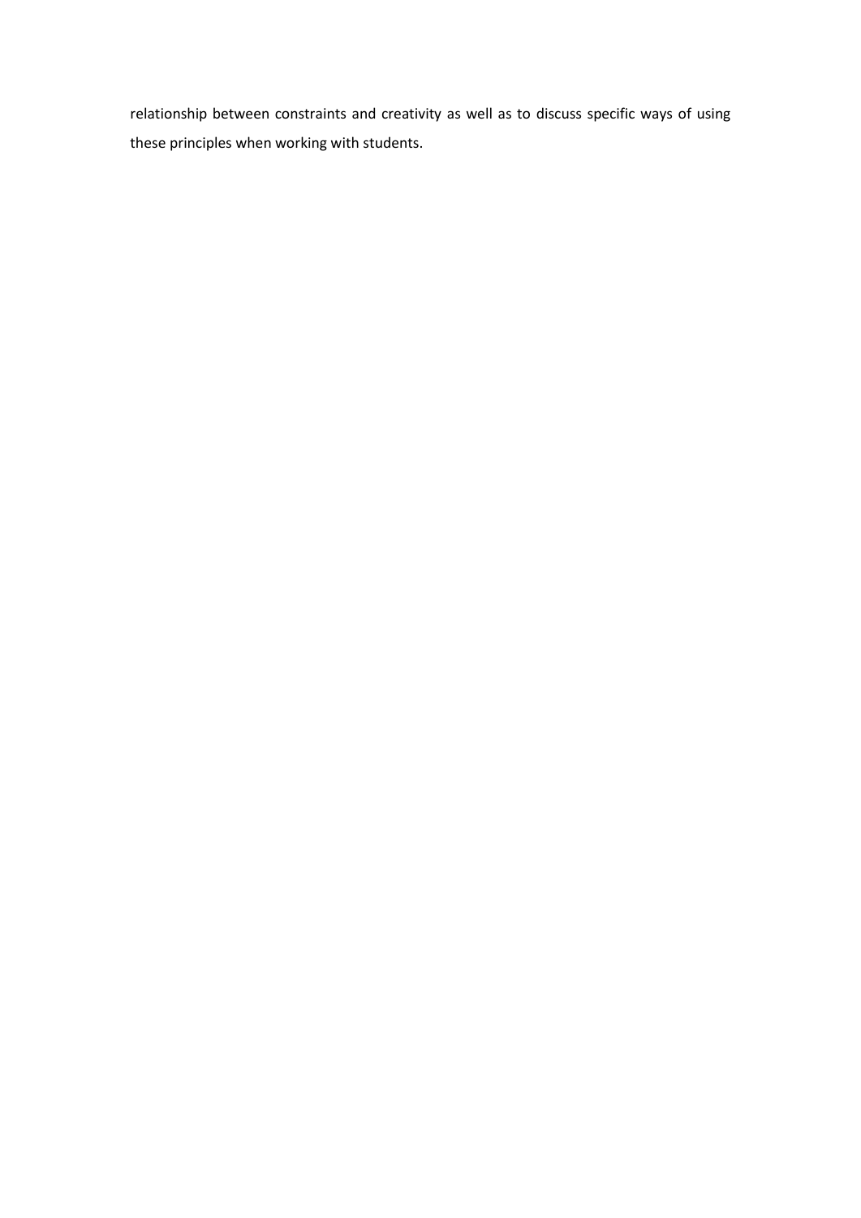relationship between constraints and creativity as well as to discuss specific ways of using these principles when working with students.